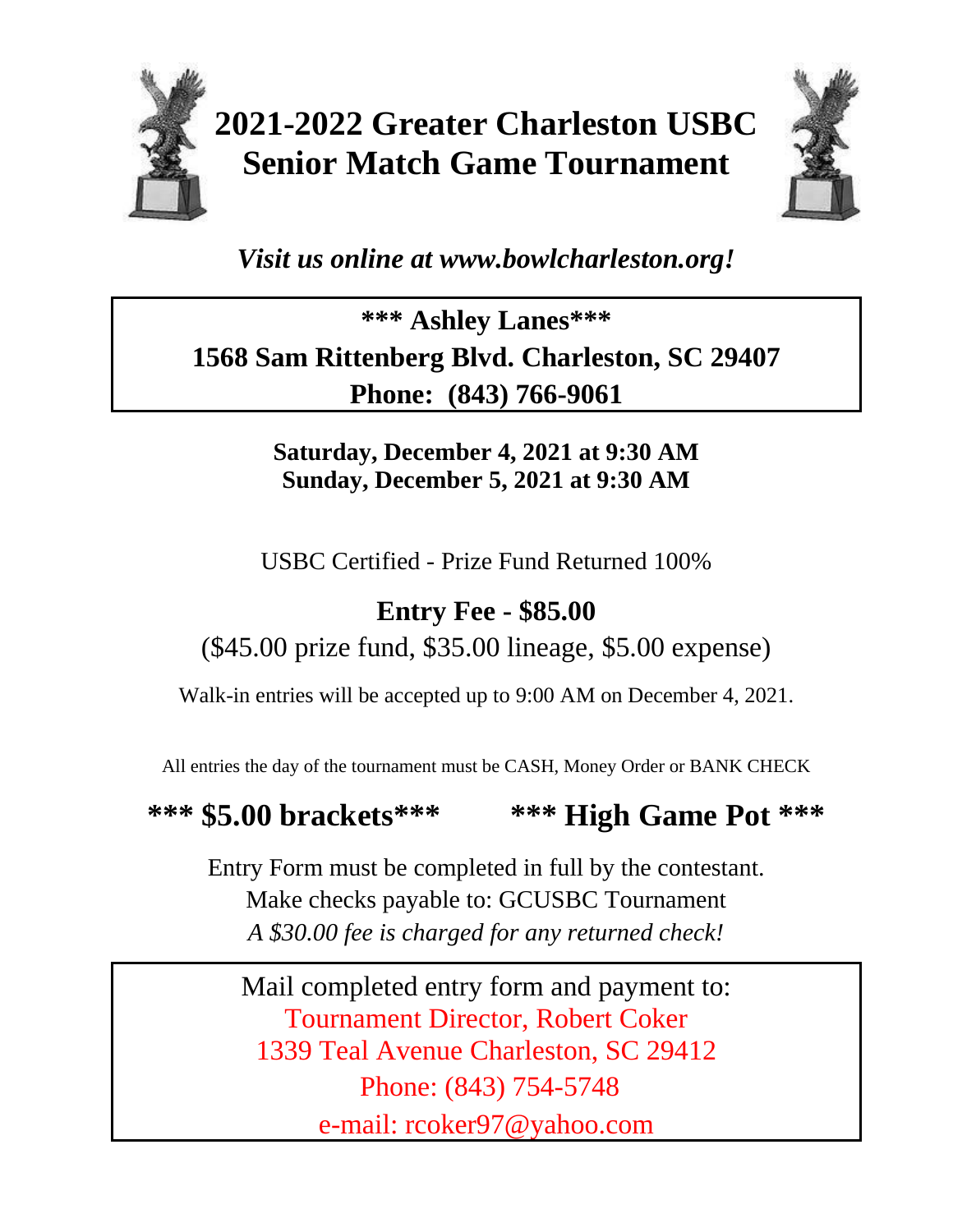# 2021-2022 Greater Charleston USBC Senior Match Game Tournament

***Visit us online at www.bowlcharleston.org!***

**\*\*\* Ashley Lanes\*\*\***
**1568 Sam Rittenberg Blvd. Charleston, SC 29407**
**Phone: (843) 766-9061**

**Saturday, December 4, 2021 at 9:30 AM**
**Sunday, December 5, 2021 at 9:30 AM**

USBC Certified - Prize Fund Returned 100%

**Entry Fee - $85.00**
($45.00 prize fund, $35.00 lineage, $5.00 expense)

Walk-in entries will be accepted up to 9:00 AM on December 4, 2021.

All entries the day of the tournament must be CASH, Money Order or BANK CHECK

**\*\*\* $5.00 brackets\*\*\*** **\*\*\* High Game Pot \*\*\***

Entry Form must be completed in full by the contestant.
Make checks payable to: GCUSBC Tournament
*A $30.00 fee is charged for any returned check!*

Mail completed entry form and payment to:
Tournament Director, Robert Coker
1339 Teal Avenue Charleston, SC 29412
Phone: (843) 754-5748
e-mail: rcoker97@yahoo.com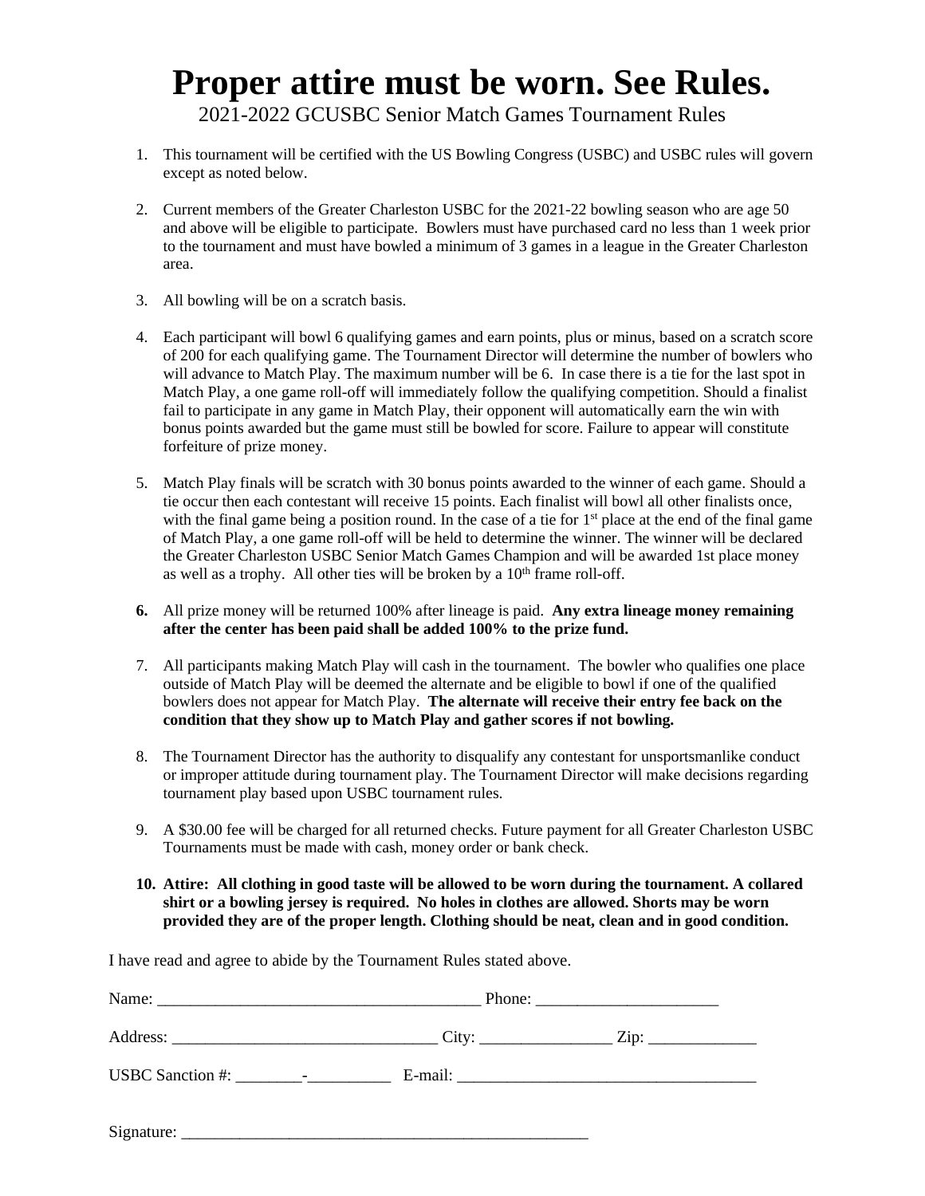# Proper attire must be worn. See Rules.

2021-2022 GCUSBC Senior Match Games Tournament Rules

1. This tournament will be certified with the US Bowling Congress (USBC) and USBC rules will govern except as noted below.

2. Current members of the Greater Charleston USBC for the 2021-22 bowling season who are age 50 and above will be eligible to participate. Bowlers must have purchased card no less than 1 week prior to the tournament and must have bowled a minimum of 3 games in a league in the Greater Charleston area.

3. All bowling will be on a scratch basis.

4. Each participant will bowl 6 qualifying games and earn points, plus or minus, based on a scratch score of 200 for each qualifying game. The Tournament Director will determine the number of bowlers who will advance to Match Play. The maximum number will be 6. In case there is a tie for the last spot in Match Play, a one game roll-off will immediately follow the qualifying competition. Should a finalist fail to participate in any game in Match Play, their opponent will automatically earn the win with bonus points awarded but the game must still be bowled for score. Failure to appear will constitute forfeiture of prize money.

5. Match Play finals will be scratch with 30 bonus points awarded to the winner of each game. Should a tie occur then each contestant will receive 15 points. Each finalist will bowl all other finalists once, with the final game being a position round. In the case of a tie for 1st place at the end of the final game of Match Play, a one game roll-off will be held to determine the winner. The winner will be declared the Greater Charleston USBC Senior Match Games Champion and will be awarded 1st place money as well as a trophy. All other ties will be broken by a 10th frame roll-off.

6. All prize money will be returned 100% after lineage is paid. **Any extra lineage money remaining after the center has been paid shall be added 100% to the prize fund.**

7. All participants making Match Play will cash in the tournament. The bowler who qualifies one place outside of Match Play will be deemed the alternate and be eligible to bowl if one of the qualified bowlers does not appear for Match Play. **The alternate will receive their entry fee back on the condition that they show up to Match Play and gather scores if not bowling.**

8. The Tournament Director has the authority to disqualify any contestant for unsportsmanlike conduct or improper attitude during tournament play. The Tournament Director will make decisions regarding tournament play based upon USBC tournament rules.

9. A $30.00 fee will be charged for all returned checks. Future payment for all Greater Charleston USBC Tournaments must be made with cash, money order or bank check.

10. **Attire: All clothing in good taste will be allowed to be worn during the tournament. A collared shirt or a bowling jersey is required. No holes in clothes are allowed. Shorts may be worn provided they are of the proper length. Clothing should be neat, clean and in good condition.**

I have read and agree to abide by the Tournament Rules stated above.

Name: ________________________________________ Phone: ______________________

Address: ________________________________ City: ________________ Zip: _____________

USBC Sanction #: ________-__________ E-mail: ____________________________________

Signature: __________________________________________________